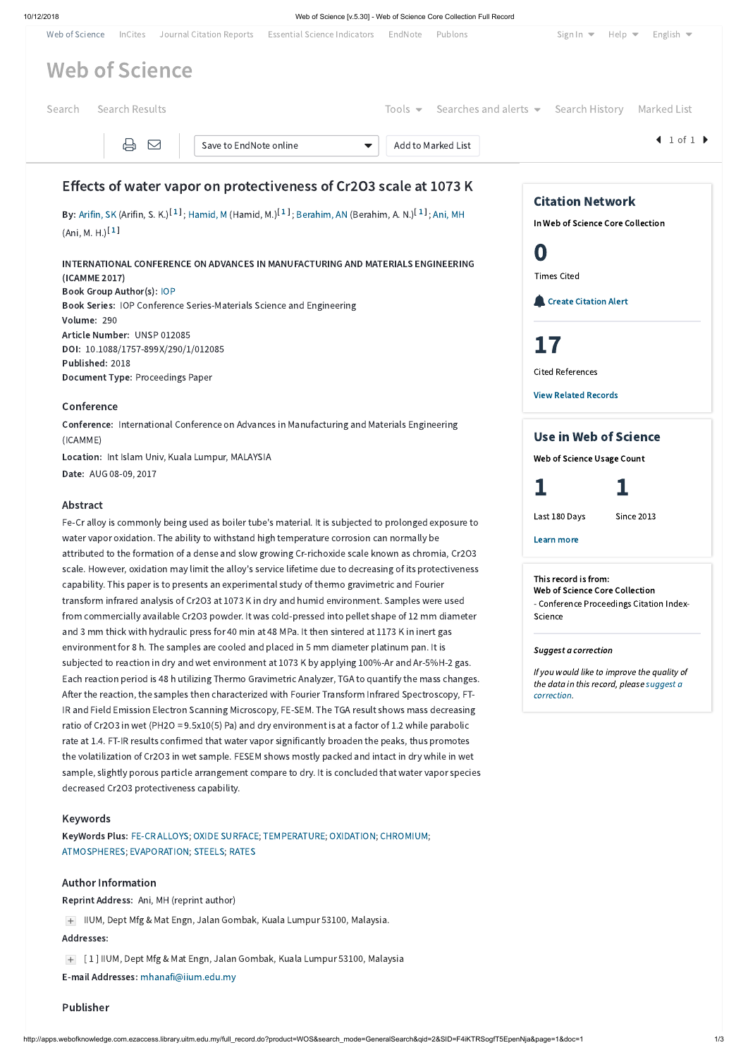# Effects of water vapor on protectiveness of $Cr_2O_3$ scale at 1073 K

**By:** Arifin, SK (Arifin, S. K.)[1]; Hamid, M (Hamid, M.)[1]; Berahim, AN (Berahim, A. N.)[1]; Ani, MH (Ani, M. H.)[1]

INTERNATIONAL CONFERENCE ON ADVANCES IN MANUFACTURING AND MATERIALS ENGINEERING (ICAMME 2017)
**Book Group Author(s):** IOP
**Book Series:** IOP Conference Series-Materials Science and Engineering
**Volume:** 290
**Article Number:** UNSP 012085
**DOI:** 10.1088/1757-899X/290/1/012085
**Published:** 2018
**Document Type:** Proceedings Paper

## Conference

**Conference:** International Conference on Advances in Manufacturing and Materials Engineering (ICAMME)
**Location:** Int Islam Univ, Kuala Lumpur, MALAYSIA
**Date:** AUG 08-09, 2017

## Abstract

Fe-Cr alloy is commonly being used as boiler tube's material. It is subjected to prolonged exposure to water vapor oxidation. The ability to withstand high temperature corrosion can normally be attributed to the formation of a dense and slow growing Cr-richoxide scale known as chromia, $Cr_2O_3$ scale. However, oxidation may limit the alloy's service lifetime due to decreasing of its protectiveness capability. This paper is to presents an experimental study of thermo gravimetric and Fourier transform infrared analysis of $Cr_2O_3$ at 1073 K in dry and humid environment. Samples were used from commercially available $Cr_2O_3$ powder. It was cold-pressed into pellet shape of 12 mm diameter and 3 mm thick with hydraulic press for 40 min at 48 MPa. It then sintered at 1173 K in inert gas environment for 8 h. The samples are cooled and placed in 5 mm diameter platinum pan. It is subjected to reaction in dry and wet environment at 1073 K by applying 100%-Ar and Ar-5%H-2 gas. Each reaction period is 48 h utilizing Thermo Gravimetric Analyzer, TGA to quantify the mass changes. After the reaction, the samples then characterized with Fourier Transform Infrared Spectroscopy, FT-IR and Field Emission Electron Scanning Microscopy, FE-SEM. The TGA result shows mass decreasing ratio of $Cr_2O_3$ in wet ($P_{H_2O} = 9.5 \times 10^{5}$ Pa) and dry environment is at a factor of 1.2 while parabolic rate at 1.4. FT-IR results confirmed that water vapor significantly broaden the peaks, thus promotes the volatilization of $Cr_2O_3$ in wet sample. FESEM shows mostly packed and intact in dry while in wet sample, slightly porous particle arrangement compare to dry. It is concluded that water vapor species decreased $Cr_2O_3$ protectiveness capability.

## Keywords

**KeyWords Plus:** FE-CR ALLOYS; OXIDE SURFACE; TEMPERATURE; OXIDATION; CHROMIUM; ATMOSPHERES; EVAPORATION; STEELS; RATES

## Author Information

**Reprint Address:** Ani, MH (reprint author)

IIUM, Dept Mfg & Mat Engn, Jalan Gombak, Kuala Lumpur 53100, Malaysia.

**Addresses:**

[1] IIUM, Dept Mfg & Mat Engn, Jalan Gombak, Kuala Lumpur 53100, Malaysia

**E-mail Addresses:** mhanafi@iium.edu.my

## Publisher

## Citation Network

In Web of Science Core Collection

0 Times Cited

Create Citation Alert

17 Cited References

View Related Records

## Use in Web of Science

Web of Science Usage Count

1 Last 180 Days

1 Since 2013

Learn more

This record is from:
Web of Science Core Collection
- Conference Proceedings Citation Index-Science

*Suggest a correction*

*If you would like to improve the quality of the data in this record, please suggest a correction.*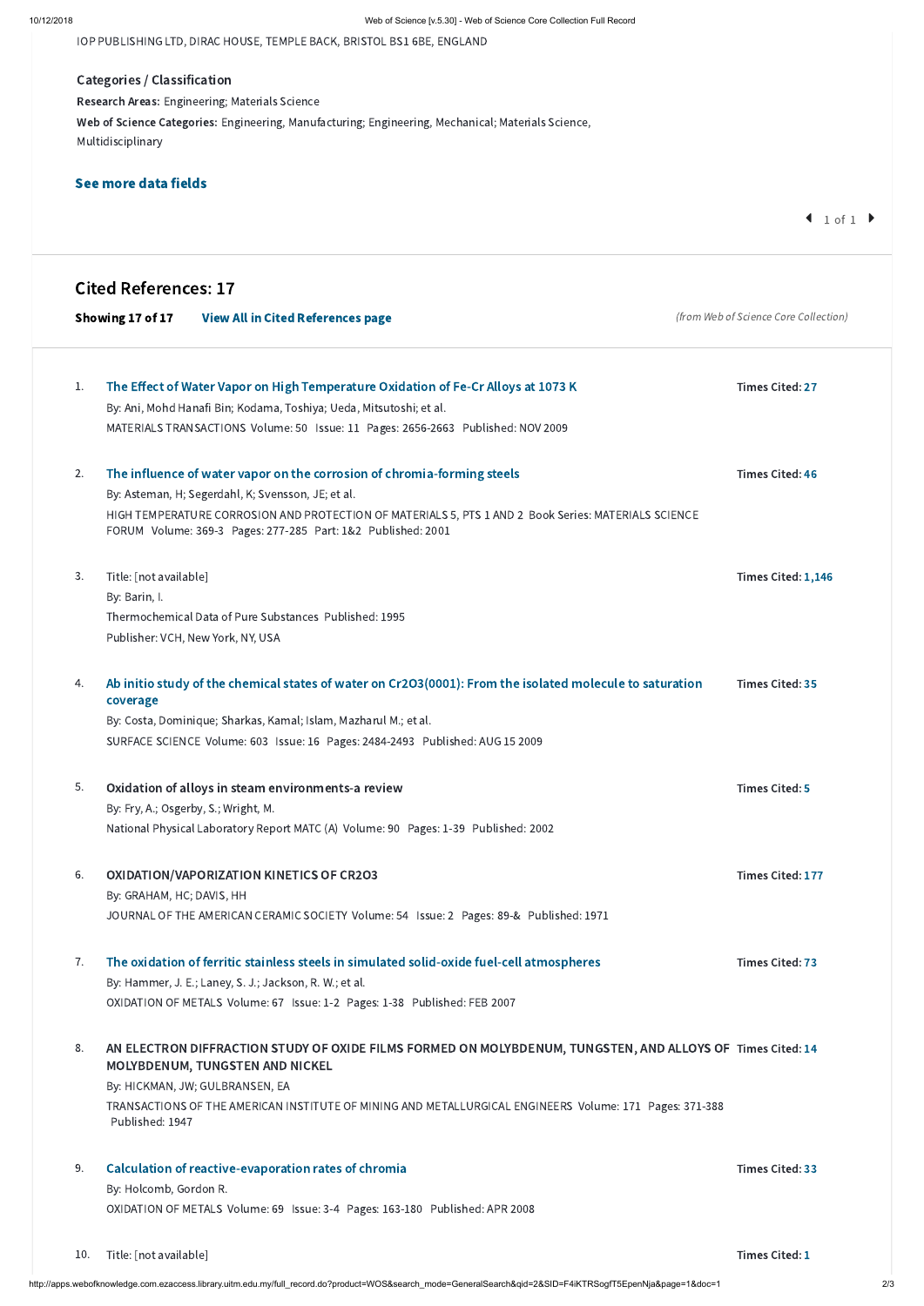IOP PUBLISHING LTD, DIRAC HOUSE, TEMPLE BACK, BRISTOL BS1 6BE, ENGLAND

### Categories / Classification

**Research Areas:** Engineering; Materials Science

**Web of Science Categories:** Engineering, Manufacturing; Engineering, Mechanical; Materials Science, Multidisciplinary

**See more data fields**

1 of 1

## Cited References: 17

**Showing 17 of 17** View All in Cited References page *(from Web of Science Core Collection)*

1. **The Effect of Water Vapor on High Temperature Oxidation of Fe-Cr Alloys at 1073 K** — Times Cited: 27
   By: Ani, Mohd Hanafi Bin; Kodama, Toshiya; Ueda, Mitsutoshi; et al.
   MATERIALS TRANSACTIONS Volume: 50 Issue: 11 Pages: 2656-2663 Published: NOV 2009

2. **The influence of water vapor on the corrosion of chromia-forming steels** — Times Cited: 46
   By: Asteman, H; Segerdahl, K; Svensson, JE; et al.
   HIGH TEMPERATURE CORROSION AND PROTECTION OF MATERIALS 5, PTS 1 AND 2 Book Series: MATERIALS SCIENCE FORUM Volume: 369-3 Pages: 277-285 Part: 1&2 Published: 2001

3. Title: [not available] — Times Cited: 1,146
   By: Barin, I.
   Thermochemical Data of Pure Substances Published: 1995
   Publisher: VCH, New York, NY, USA

4. **Ab initio study of the chemical states of water on Cr2O3(0001): From the isolated molecule to saturation coverage** — Times Cited: 35
   By: Costa, Dominique; Sharkas, Kamal; Islam, Mazharul M.; et al.
   SURFACE SCIENCE Volume: 603 Issue: 16 Pages: 2484-2493 Published: AUG 15 2009

5. **Oxidation of alloys in steam environments-a review** — Times Cited: 5
   By: Fry, A.; Osgerby, S.; Wright, M.
   National Physical Laboratory Report MATC (A) Volume: 90 Pages: 1-39 Published: 2002

6. **OXIDATION/VAPORIZATION KINETICS OF CR2O3** — Times Cited: 177
   By: GRAHAM, HC; DAVIS, HH
   JOURNAL OF THE AMERICAN CERAMIC SOCIETY Volume: 54 Issue: 2 Pages: 89-& Published: 1971

7. **The oxidation of ferritic stainless steels in simulated solid-oxide fuel-cell atmospheres** — Times Cited: 73
   By: Hammer, J. E.; Laney, S. J.; Jackson, R. W.; et al.
   OXIDATION OF METALS Volume: 67 Issue: 1-2 Pages: 1-38 Published: FEB 2007

8. **AN ELECTRON DIFFRACTION STUDY OF OXIDE FILMS FORMED ON MOLYBDENUM, TUNGSTEN, AND ALLOYS OF MOLYBDENUM, TUNGSTEN AND NICKEL** — Times Cited: 14
   By: HICKMAN, JW; GULBRANSEN, EA
   TRANSACTIONS OF THE AMERICAN INSTITUTE OF MINING AND METALLURGICAL ENGINEERS Volume: 171 Pages: 371-388 Published: 1947

9. **Calculation of reactive-evaporation rates of chromia** — Times Cited: 33
   By: Holcomb, Gordon R.
   OXIDATION OF METALS Volume: 69 Issue: 3-4 Pages: 163-180 Published: APR 2008

10. Title: [not available] — Times Cited: 1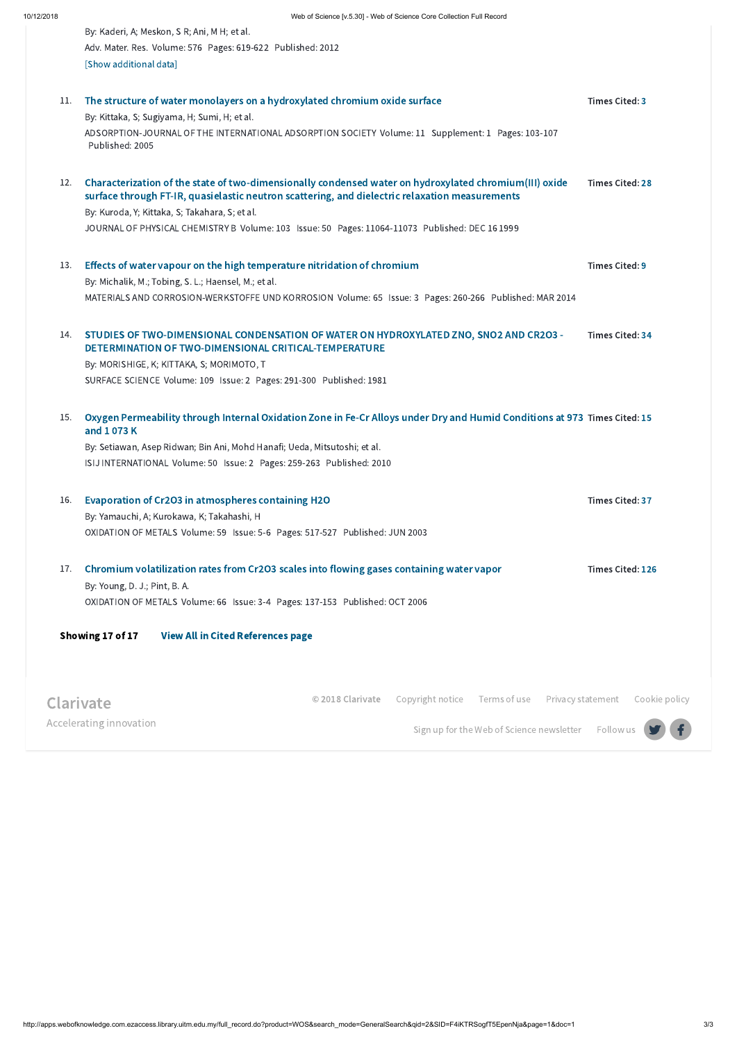By: Kaderi, A; Meskon, S R; Ani, M H; et al.
Adv. Mater. Res. Volume: 576 Pages: 619-622 Published: 2012
[Show additional data]

11. **The structure of water monolayers on a hydroxylated chromium oxide surface** — Times Cited: 3
By: Kittaka, S; Sugiyama, H; Sumi, H; et al.
ADSORPTION-JOURNAL OF THE INTERNATIONAL ADSORPTION SOCIETY Volume: 11 Supplement: 1 Pages: 103-107 Published: 2005

12. **Characterization of the state of two-dimensionally condensed water on hydroxylated chromium(III) oxide surface through FT-IR, quasielastic neutron scattering, and dielectric relaxation measurements** — Times Cited: 28
By: Kuroda, Y; Kittaka, S; Takahara, S; et al.
JOURNAL OF PHYSICAL CHEMISTRY B Volume: 103 Issue: 50 Pages: 11064-11073 Published: DEC 16 1999

13. **Effects of water vapour on the high temperature nitridation of chromium** — Times Cited: 9
By: Michalik, M.; Tobing, S. L.; Haensel, M.; et al.
MATERIALS AND CORROSION-WERKSTOFFE UND KORROSION Volume: 65 Issue: 3 Pages: 260-266 Published: MAR 2014

14. **STUDIES OF TWO-DIMENSIONAL CONDENSATION OF WATER ON HYDROXYLATED ZNO, SNO2 AND CR2O3 - DETERMINATION OF TWO-DIMENSIONAL CRITICAL-TEMPERATURE** — Times Cited: 34
By: MORISHIGE, K; KITTAKA, S; MORIMOTO, T
SURFACE SCIENCE Volume: 109 Issue: 2 Pages: 291-300 Published: 1981

15. **Oxygen Permeability through Internal Oxidation Zone in Fe-Cr Alloys under Dry and Humid Conditions at 973 and 1 073 K** — Times Cited: 15
By: Setiawan, Asep Ridwan; Bin Ani, Mohd Hanafi; Ueda, Mitsutoshi; et al.
ISIJ INTERNATIONAL Volume: 50 Issue: 2 Pages: 259-263 Published: 2010

16. **Evaporation of Cr2O3 in atmospheres containing H2O** — Times Cited: 37
By: Yamauchi, A; Kurokawa, K; Takahashi, H
OXIDATION OF METALS Volume: 59 Issue: 5-6 Pages: 517-527 Published: JUN 2003

17. **Chromium volatilization rates from Cr2O3 scales into flowing gases containing water vapor** — Times Cited: 126
By: Young, D. J.; Pint, B. A.
OXIDATION OF METALS Volume: 66 Issue: 3-4 Pages: 137-153 Published: OCT 2006

**Showing 17 of 17** View All in Cited References page

Clarivate
Accelerating innovation

© 2018 Clarivate Copyright notice Terms of use Privacy statement Cookie policy

Sign up for the Web of Science newsletter Follow us